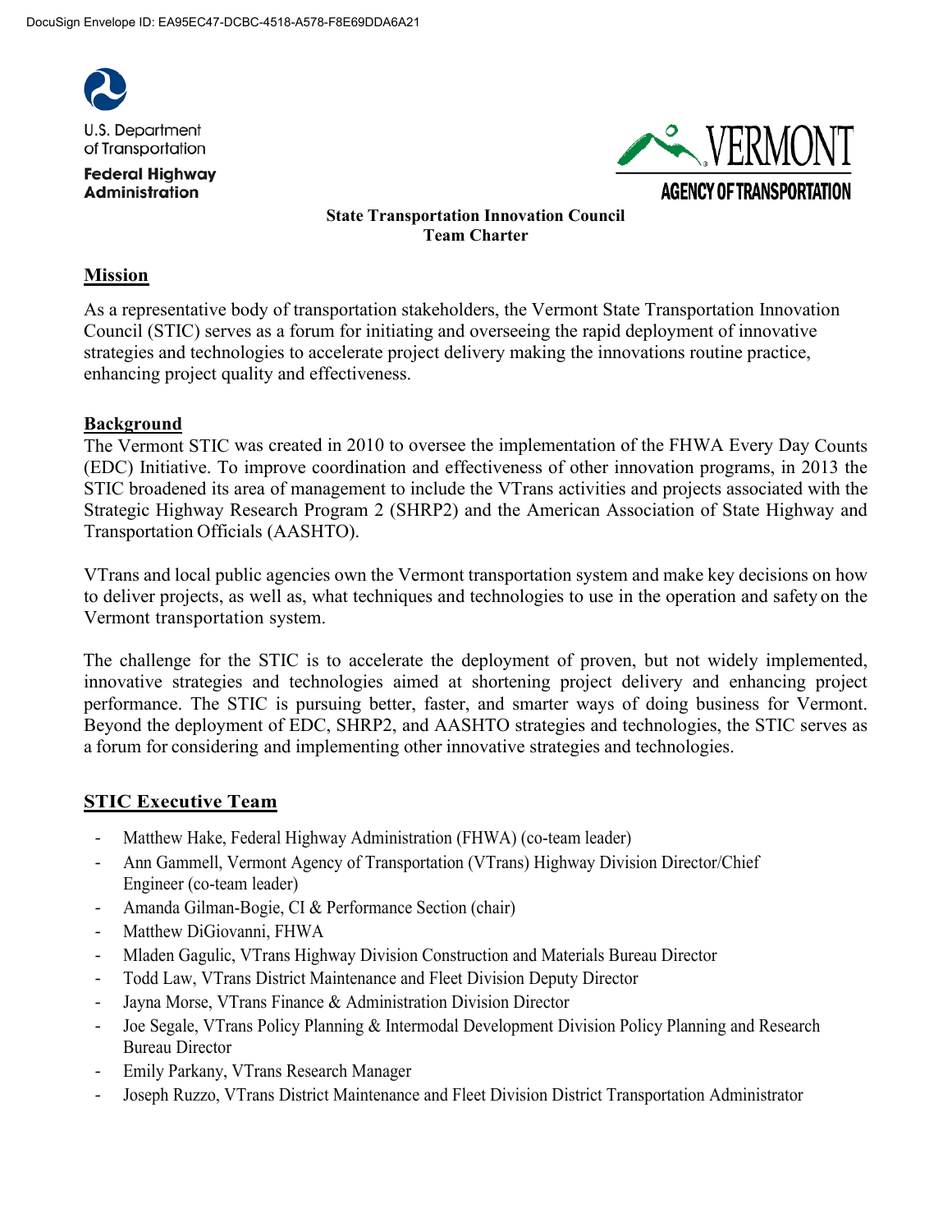U.S. Department of Transportation

**Federal Highway Administration**

VERMONT

AGENCY OF TRANSPORTATION

**State Transportation Innovation Council**
**Team Charter**

## Mission

As a representative body of transportation stakeholders, the Vermont State Transportation Innovation Council (STIC) serves as a forum for initiating and overseeing the rapid deployment of innovative strategies and technologies to accelerate project delivery making the innovations routine practice, enhancing project quality and effectiveness.

## Background

The Vermont STIC was created in 2010 to oversee the implementation of the FHWA Every Day Counts (EDC) Initiative. To improve coordination and effectiveness of other innovation programs, in 2013 the STIC broadened its area of management to include the VTrans activities and projects associated with the Strategic Highway Research Program 2 (SHRP2) and the American Association of State Highway and Transportation Officials (AASHTO).

VTrans and local public agencies own the Vermont transportation system and make key decisions on how to deliver projects, as well as, what techniques and technologies to use in the operation and safety on the Vermont transportation system.

The challenge for the STIC is to accelerate the deployment of proven, but not widely implemented, innovative strategies and technologies aimed at shortening project delivery and enhancing project performance. The STIC is pursuing better, faster, and smarter ways of doing business for Vermont. Beyond the deployment of EDC, SHRP2, and AASHTO strategies and technologies, the STIC serves as a forum for considering and implementing other innovative strategies and technologies.

## STIC Executive Team

- Matthew Hake, Federal Highway Administration (FHWA) (co-team leader)
- Ann Gammell, Vermont Agency of Transportation (VTrans) Highway Division Director/Chief Engineer (co-team leader)
- Amanda Gilman-Bogie, CI & Performance Section (chair)
- Matthew DiGiovanni, FHWA
- Mladen Gagulic, VTrans Highway Division Construction and Materials Bureau Director
- Todd Law, VTrans District Maintenance and Fleet Division Deputy Director
- Jayna Morse, VTrans Finance & Administration Division Director
- Joe Segale, VTrans Policy Planning & Intermodal Development Division Policy Planning and Research Bureau Director
- Emily Parkany, VTrans Research Manager
- Joseph Ruzzo, VTrans District Maintenance and Fleet Division District Transportation Administrator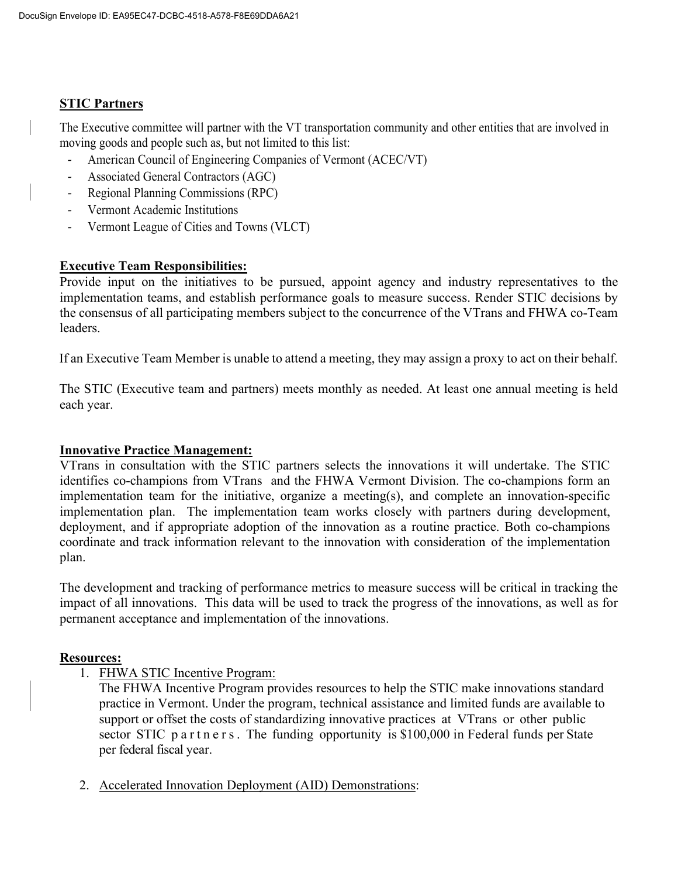**STIC Partners**

The Executive committee will partner with the VT transportation community and other entities that are involved in moving goods and people such as, but not limited to this list:

- American Council of Engineering Companies of Vermont (ACEC/VT)
- Associated General Contractors (AGC)
- Regional Planning Commissions (RPC)
- Vermont Academic Institutions
- Vermont League of Cities and Towns (VLCT)

**Executive Team Responsibilities:**

Provide input on the initiatives to be pursued, appoint agency and industry representatives to the implementation teams, and establish performance goals to measure success. Render STIC decisions by the consensus of all participating members subject to the concurrence of the VTrans and FHWA co-Team leaders.

If an Executive Team Member is unable to attend a meeting, they may assign a proxy to act on their behalf.

The STIC (Executive team and partners) meets monthly as needed. At least one annual meeting is held each year.

**Innovative Practice Management:**

VTrans in consultation with the STIC partners selects the innovations it will undertake. The STIC identifies co-champions from VTrans and the FHWA Vermont Division. The co-champions form an implementation team for the initiative, organize a meeting(s), and complete an innovation-specific implementation plan. The implementation team works closely with partners during development, deployment, and if appropriate adoption of the innovation as a routine practice. Both co-champions coordinate and track information relevant to the innovation with consideration of the implementation plan.

The development and tracking of performance metrics to measure success will be critical in tracking the impact of all innovations. This data will be used to track the progress of the innovations, as well as for permanent acceptance and implementation of the innovations.

**Resources:**

1. FHWA STIC Incentive Program:
   The FHWA Incentive Program provides resources to help the STIC make innovations standard practice in Vermont. Under the program, technical assistance and limited funds are available to support or offset the costs of standardizing innovative practices at VTrans or other public sector STIC partners. The funding opportunity is $100,000 in Federal funds per State per federal fiscal year.

2. Accelerated Innovation Deployment (AID) Demonstrations: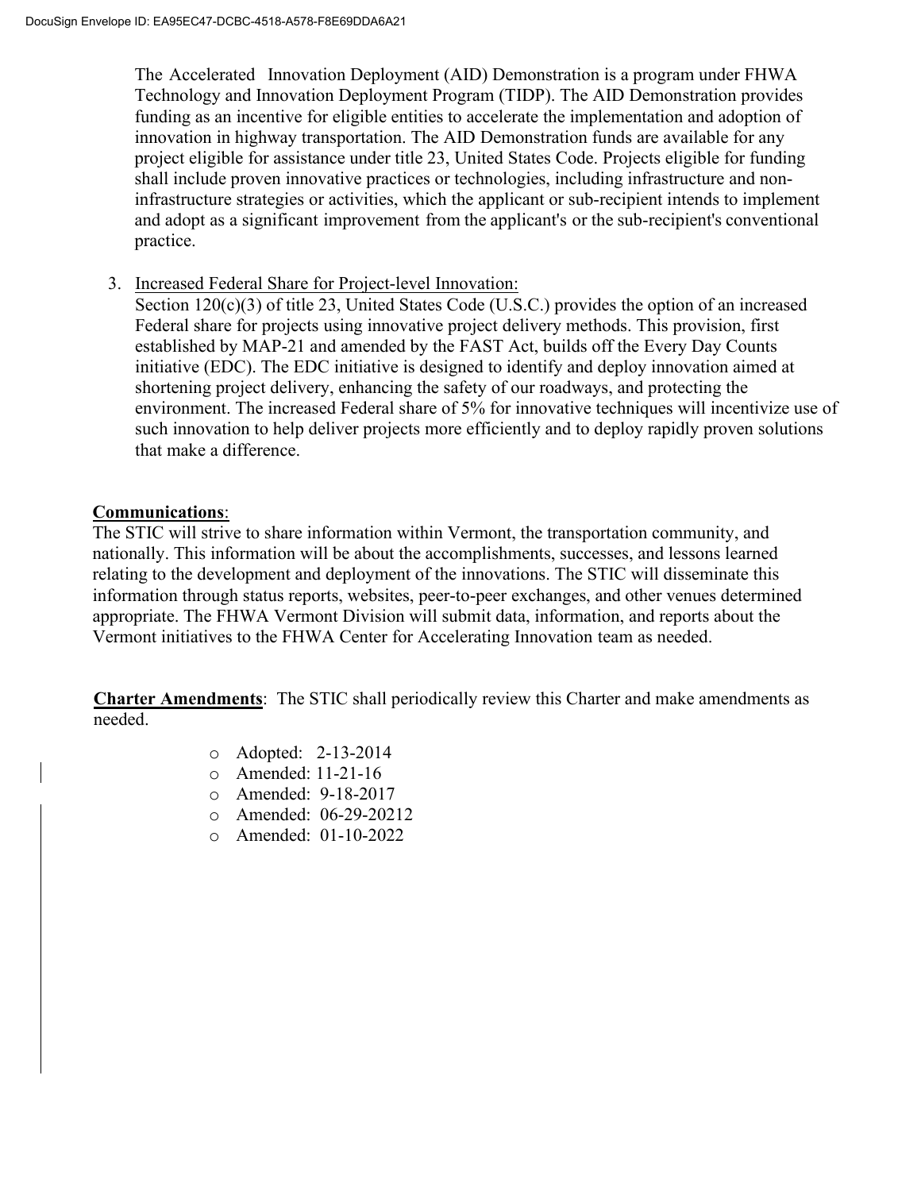The Accelerated Innovation Deployment (AID) Demonstration is a program under FHWA Technology and Innovation Deployment Program (TIDP). The AID Demonstration provides funding as an incentive for eligible entities to accelerate the implementation and adoption of innovation in highway transportation. The AID Demonstration funds are available for any project eligible for assistance under title 23, United States Code. Projects eligible for funding shall include proven innovative practices or technologies, including infrastructure and non-infrastructure strategies or activities, which the applicant or sub-recipient intends to implement and adopt as a significant improvement from the applicant's or the sub-recipient's conventional practice.

3. Increased Federal Share for Project-level Innovation:
   Section 120(c)(3) of title 23, United States Code (U.S.C.) provides the option of an increased Federal share for projects using innovative project delivery methods. This provision, first established by MAP-21 and amended by the FAST Act, builds off the Every Day Counts initiative (EDC). The EDC initiative is designed to identify and deploy innovation aimed at shortening project delivery, enhancing the safety of our roadways, and protecting the environment. The increased Federal share of 5% for innovative techniques will incentivize use of such innovation to help deliver projects more efficiently and to deploy rapidly proven solutions that make a difference.

**Communications**:
The STIC will strive to share information within Vermont, the transportation community, and nationally. This information will be about the accomplishments, successes, and lessons learned relating to the development and deployment of the innovations. The STIC will disseminate this information through status reports, websites, peer-to-peer exchanges, and other venues determined appropriate. The FHWA Vermont Division will submit data, information, and reports about the Vermont initiatives to the FHWA Center for Accelerating Innovation team as needed.

**Charter Amendments**: The STIC shall periodically review this Charter and make amendments as needed.

- Adopted: 2-13-2014
- Amended: 11-21-16
- Amended: 9-18-2017
- Amended: 06-29-20212
- Amended: 01-10-2022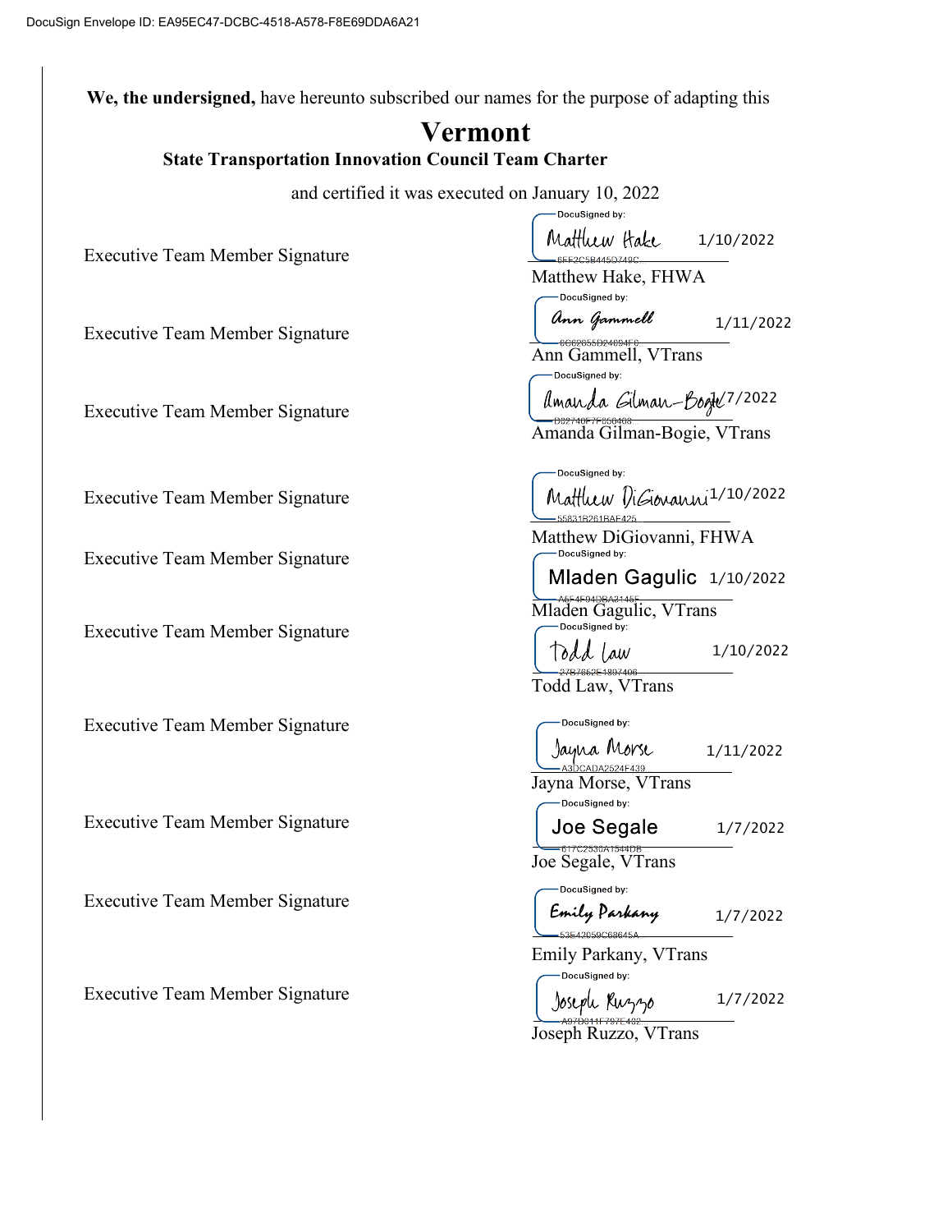**We, the undersigned,** have hereunto subscribed our names for the purpose of adapting this

# Vermont

### State Transportation Innovation Council Team Charter

and certified it was executed on January 10, 2022

| | | |
|---|---|---|
| Executive Team Member Signature | Matthew Hake, FHWA | 1/10/2022 |
| Executive Team Member Signature | Ann Gammell, VTrans | 1/11/2022 |
| Executive Team Member Signature | Amanda Gilman-Bogie, VTrans | 1/7/2022 |
| Executive Team Member Signature | Matthew DiGiovanni, FHWA | 1/10/2022 |
| Executive Team Member Signature | Mladen Gagulic, VTrans | 1/10/2022 |
| Executive Team Member Signature | Todd Law, VTrans | 1/10/2022 |
| Executive Team Member Signature | Jayna Morse, VTrans | 1/11/2022 |
| Executive Team Member Signature | Joe Segale, VTrans | 1/7/2022 |
| Executive Team Member Signature | Emily Parkany, VTrans | 1/7/2022 |
| Executive Team Member Signature | Joseph Ruzzo, VTrans | 1/7/2022 |